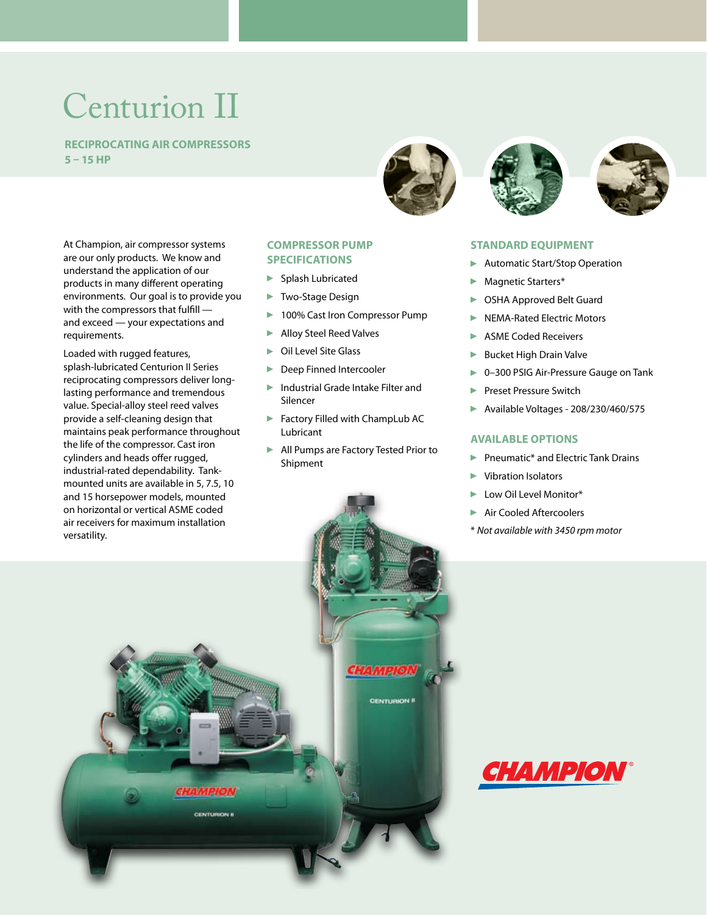# Centurion II

## RECIPROCATING AIR COMPRESSORS 5 – 15 HP

At Champion, air compressor systems are our only products. We know and understand the application of our products in many different operating environments. Our goal is to provide you with the compressors that fulfill — and exceed — your expectations and requirements.

Loaded with rugged features, splash-lubricated Centurion II Series reciprocating compressors deliver long-lasting performance and tremendous value. Special-alloy steel reed valves provide a self-cleaning design that maintains peak performance throughout the life of the compressor. Cast iron cylinders and heads offer rugged, industrial-rated dependability. Tank-mounted units are available in 5, 7.5, 10 and 15 horsepower models, mounted on horizontal or vertical ASME coded air receivers for maximum installation versatility.

### COMPRESSOR PUMP SPECIFICATIONS

- Splash Lubricated
- Two-Stage Design
- 100% Cast Iron Compressor Pump
- Alloy Steel Reed Valves
- Oil Level Site Glass
- Deep Finned Intercooler
- Industrial Grade Intake Filter and Silencer
- Factory Filled with ChampLub AC Lubricant
- All Pumps are Factory Tested Prior to Shipment

### STANDARD EQUIPMENT

- Automatic Start/Stop Operation
- Magnetic Starters*
- OSHA Approved Belt Guard
- NEMA-Rated Electric Motors
- ASME Coded Receivers
- Bucket High Drain Valve
- 0–300 PSIG Air-Pressure Gauge on Tank
- Preset Pressure Switch
- Available Voltages - 208/230/460/575

### AVAILABLE OPTIONS

- Pneumatic* and Electric Tank Drains
- Vibration Isolators
- Low Oil Level Monitor*
- Air Cooled Aftercoolers

\* *Not available with 3450 rpm motor*

CHAMPION®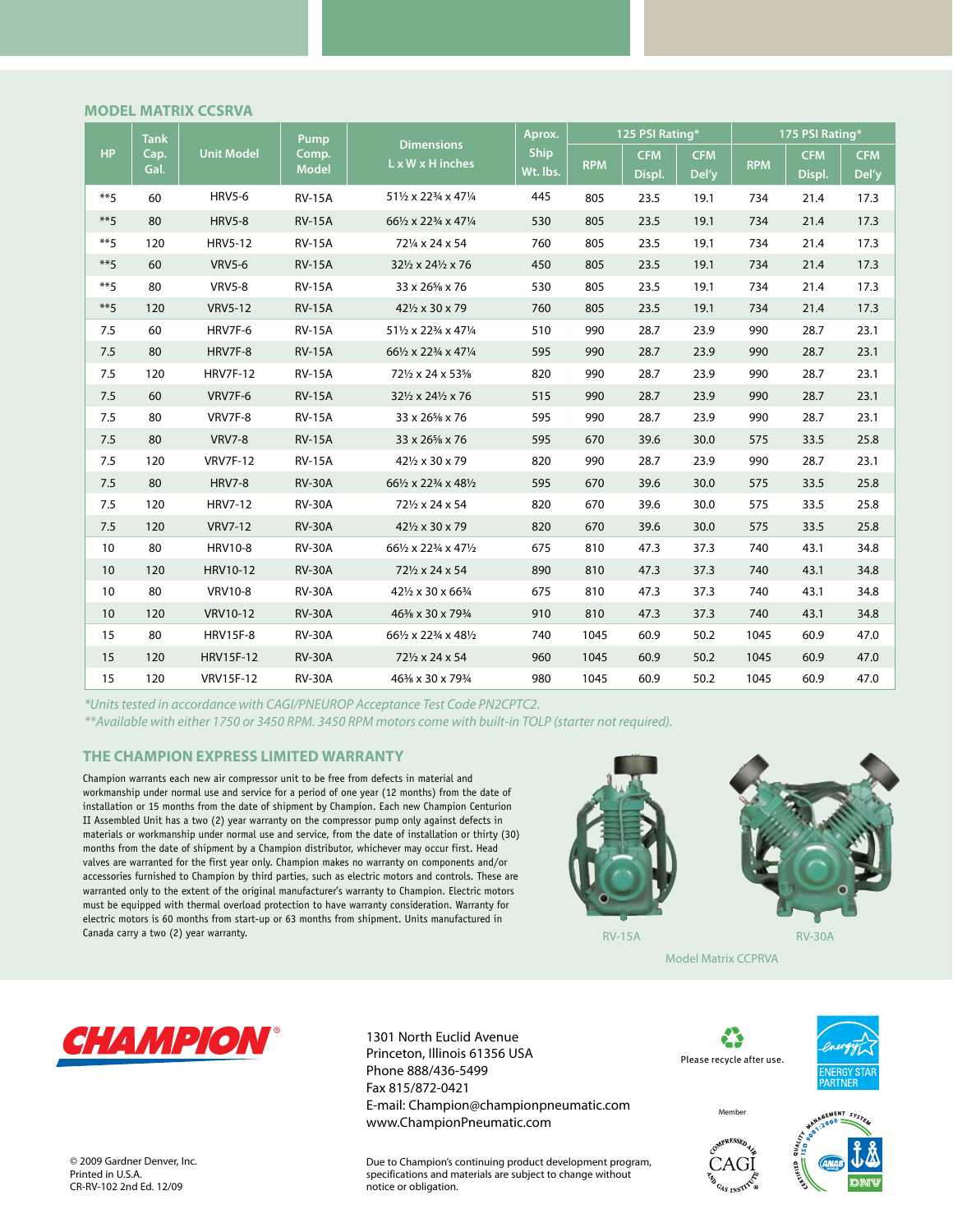## MODEL MATRIX CCSRVA

| HP | Tank Cap. Gal. | Unit Model | Pump Comp. Model | Dimensions L x W x H inches | Aprox. Ship Wt. lbs. | 125 PSI Rating* | | | 175 PSI Rating* | | |
|---|---|---|---|---|---|---|---|---|---|---|---|
| | | | | | | RPM | CFM Displ. | CFM Del'y | RPM | CFM Displ. | CFM Del'y |
| **5 | 60 | HRV5-6 | RV-15A | 51½ x 22¾ x 47¼ | 445 | 805 | 23.5 | 19.1 | 734 | 21.4 | 17.3 |
| **5 | 80 | HRV5-8 | RV-15A | 66½ x 22¾ x 47¼ | 530 | 805 | 23.5 | 19.1 | 734 | 21.4 | 17.3 |
| **5 | 120 | HRV5-12 | RV-15A | 72¼ x 24 x 54 | 760 | 805 | 23.5 | 19.1 | 734 | 21.4 | 17.3 |
| **5 | 60 | VRV5-6 | RV-15A | 32½ x 24½ x 76 | 450 | 805 | 23.5 | 19.1 | 734 | 21.4 | 17.3 |
| **5 | 80 | VRV5-8 | RV-15A | 33 x 26⅝ x 76 | 530 | 805 | 23.5 | 19.1 | 734 | 21.4 | 17.3 |
| **5 | 120 | VRV5-12 | RV-15A | 42½ x 30 x 79 | 760 | 805 | 23.5 | 19.1 | 734 | 21.4 | 17.3 |
| 7.5 | 60 | HRV7F-6 | RV-15A | 51½ x 22¾ x 47¼ | 510 | 990 | 28.7 | 23.9 | 990 | 28.7 | 23.1 |
| 7.5 | 80 | HRV7F-8 | RV-15A | 66½ x 22¾ x 47¼ | 595 | 990 | 28.7 | 23.9 | 990 | 28.7 | 23.1 |
| 7.5 | 120 | HRV7F-12 | RV-15A | 72½ x 24 x 53⅝ | 820 | 990 | 28.7 | 23.9 | 990 | 28.7 | 23.1 |
| 7.5 | 60 | VRV7F-6 | RV-15A | 32½ x 24½ x 76 | 515 | 990 | 28.7 | 23.9 | 990 | 28.7 | 23.1 |
| 7.5 | 80 | VRV7F-8 | RV-15A | 33 x 26⅝ x 76 | 595 | 990 | 28.7 | 23.9 | 990 | 28.7 | 23.1 |
| 7.5 | 80 | VRV7-8 | RV-15A | 33 x 26⅝ x 76 | 595 | 670 | 39.6 | 30.0 | 575 | 33.5 | 25.8 |
| 7.5 | 120 | VRV7F-12 | RV-15A | 42½ x 30 x 79 | 820 | 990 | 28.7 | 23.9 | 990 | 28.7 | 23.1 |
| 7.5 | 80 | HRV7-8 | RV-30A | 66½ x 22¾ x 48½ | 595 | 670 | 39.6 | 30.0 | 575 | 33.5 | 25.8 |
| 7.5 | 120 | HRV7-12 | RV-30A | 72½ x 24 x 54 | 820 | 670 | 39.6 | 30.0 | 575 | 33.5 | 25.8 |
| 7.5 | 120 | VRV7-12 | RV-30A | 42½ x 30 x 79 | 820 | 670 | 39.6 | 30.0 | 575 | 33.5 | 25.8 |
| 10 | 80 | HRV10-8 | RV-30A | 66½ x 22¾ x 47½ | 675 | 810 | 47.3 | 37.3 | 740 | 43.1 | 34.8 |
| 10 | 120 | HRV10-12 | RV-30A | 72½ x 24 x 54 | 890 | 810 | 47.3 | 37.3 | 740 | 43.1 | 34.8 |
| 10 | 80 | VRV10-8 | RV-30A | 42½ x 30 x 66¾ | 675 | 810 | 47.3 | 37.3 | 740 | 43.1 | 34.8 |
| 10 | 120 | VRV10-12 | RV-30A | 46⅜ x 30 x 79¾ | 910 | 810 | 47.3 | 37.3 | 740 | 43.1 | 34.8 |
| 15 | 80 | HRV15F-8 | RV-30A | 66½ x 22¾ x 48½ | 740 | 1045 | 60.9 | 50.2 | 1045 | 60.9 | 47.0 |
| 15 | 120 | HRV15F-12 | RV-30A | 72½ x 24 x 54 | 960 | 1045 | 60.9 | 50.2 | 1045 | 60.9 | 47.0 |
| 15 | 120 | VRV15F-12 | RV-30A | 46⅜ x 30 x 79¾ | 980 | 1045 | 60.9 | 50.2 | 1045 | 60.9 | 47.0 |

*\*Units tested in accordance with CAGI/PNEUROP Acceptance Test Code PN2CPTC2.*
*\*\*Available with either 1750 or 3450 RPM. 3450 RPM motors come with built-in TOLP (starter not required).*

## THE CHAMPION EXPRESS LIMITED WARRANTY

Champion warrants each new air compressor unit to be free from defects in material and workmanship under normal use and service for a period of one year (12 months) from the date of installation or 15 months from the date of shipment by Champion. Each new Champion Centurion II Assembled Unit has a two (2) year warranty on the compressor pump only against defects in materials or workmanship under normal use and service, from the date of installation or thirty (30) months from the date of shipment by a Champion distributor, whichever may occur first. Head valves are warranted for the first year only. Champion makes no warranty on components and/or accessories furnished to Champion by third parties, such as electric motors and controls. These are warranted only to the extent of the original manufacturer's warranty to Champion. Electric motors must be equipped with thermal overload protection to have warranty consideration. Warranty for electric motors is 60 months from start-up or 63 months from shipment. Units manufactured in Canada carry a two (2) year warranty.

RV-15A RV-30A

Model Matrix CCPRVA

CHAMPION

1301 North Euclid Avenue
Princeton, Illinois 61356 USA
Phone 888/436-5499
Fax 815/872-0421
E-mail: Champion@championpneumatic.com
www.ChampionPneumatic.com

Please recycle after use.

ENERGY STAR PARTNER

Member

CAGI

© 2009 Gardner Denver, Inc.
Printed in U.S.A.
CR-RV-102 2nd Ed. 12/09

Due to Champion's continuing product development program, specifications and materials are subject to change without notice or obligation.